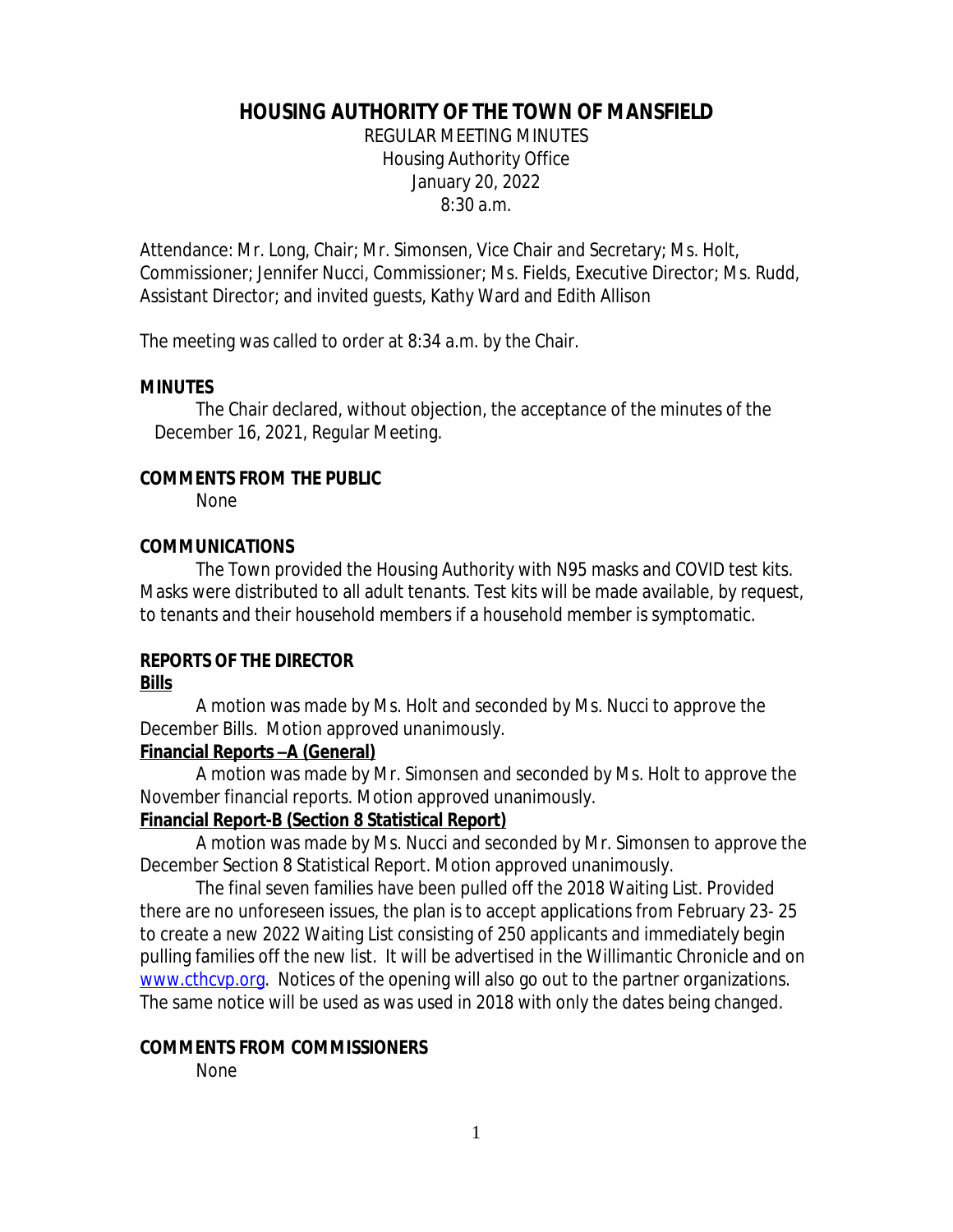# HOUSING AUTHORITY OF THE TOWN OF MANSFIELD

REGULAR MEETING MINUTES
Housing Authority Office
January 20, 2022
8:30 a.m.

Attendance: Mr. Long, Chair; Mr. Simonsen, Vice Chair and Secretary; Ms. Holt, Commissioner; Jennifer Nucci, Commissioner; Ms. Fields, Executive Director; Ms. Rudd, Assistant Director; and invited guests, Kathy Ward and Edith Allison

The meeting was called to order at 8:34 a.m. by the Chair.

**MINUTES**

The Chair declared, without objection, the acceptance of the minutes of the December 16, 2021, Regular Meeting.

**COMMENTS FROM THE PUBLIC**

None

**COMMUNICATIONS**

The Town provided the Housing Authority with N95 masks and COVID test kits. Masks were distributed to all adult tenants. Test kits will be made available, by request, to tenants and their household members if a household member is symptomatic.

**REPORTS OF THE DIRECTOR**

**Bills**

A motion was made by Ms. Holt and seconded by Ms. Nucci to approve the December Bills. Motion approved unanimously.

**Financial Reports –A (General)**

A motion was made by Mr. Simonsen and seconded by Ms. Holt to approve the November financial reports. Motion approved unanimously.

**Financial Report-B (Section 8 Statistical Report)**

A motion was made by Ms. Nucci and seconded by Mr. Simonsen to approve the December Section 8 Statistical Report. Motion approved unanimously.

The final seven families have been pulled off the 2018 Waiting List. Provided there are no unforeseen issues, the plan is to accept applications from February 23- 25 to create a new 2022 Waiting List consisting of 250 applicants and immediately begin pulling families off the new list. It will be advertised in the Willimantic Chronicle and on www.cthcvp.org. Notices of the opening will also go out to the partner organizations. The same notice will be used as was used in 2018 with only the dates being changed.

**COMMENTS FROM COMMISSIONERS**

None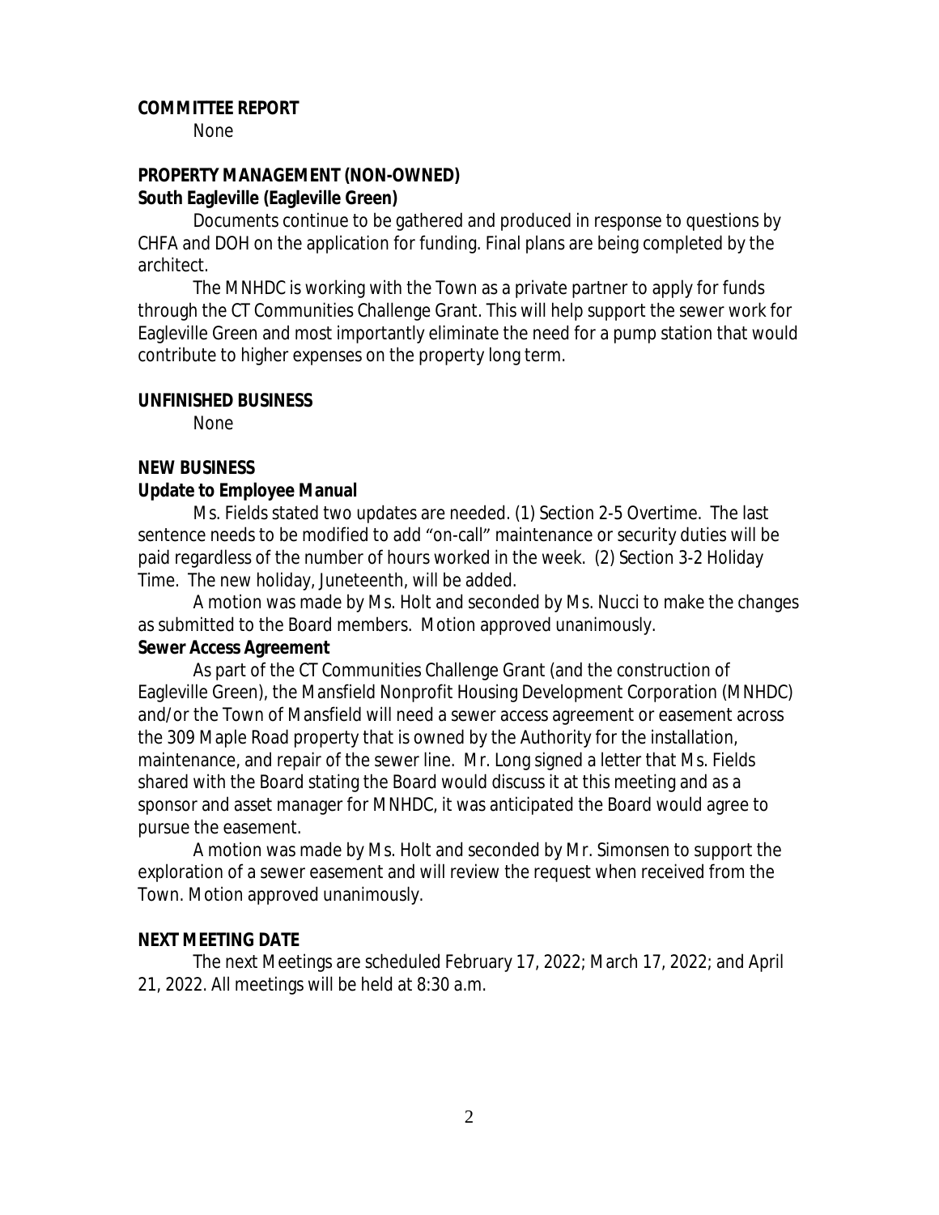**COMMITTEE REPORT**

None

**PROPERTY MANAGEMENT (NON-OWNED)**

**South Eagleville (Eagleville Green)**

Documents continue to be gathered and produced in response to questions by CHFA and DOH on the application for funding. Final plans are being completed by the architect.

The MNHDC is working with the Town as a private partner to apply for funds through the CT Communities Challenge Grant. This will help support the sewer work for Eagleville Green and most importantly eliminate the need for a pump station that would contribute to higher expenses on the property long term.

**UNFINISHED BUSINESS**

None

**NEW BUSINESS**

**Update to Employee Manual**

Ms. Fields stated two updates are needed. (1) Section 2-5 Overtime. The last sentence needs to be modified to add "on-call" maintenance or security duties will be paid regardless of the number of hours worked in the week. (2) Section 3-2 Holiday Time. The new holiday, Juneteenth, will be added.

A motion was made by Ms. Holt and seconded by Ms. Nucci to make the changes as submitted to the Board members. Motion approved unanimously.

**Sewer Access Agreement**

As part of the CT Communities Challenge Grant (and the construction of Eagleville Green), the Mansfield Nonprofit Housing Development Corporation (MNHDC) and/or the Town of Mansfield will need a sewer access agreement or easement across the 309 Maple Road property that is owned by the Authority for the installation, maintenance, and repair of the sewer line. Mr. Long signed a letter that Ms. Fields shared with the Board stating the Board would discuss it at this meeting and as a sponsor and asset manager for MNHDC, it was anticipated the Board would agree to pursue the easement.

A motion was made by Ms. Holt and seconded by Mr. Simonsen to support the exploration of a sewer easement and will review the request when received from the Town. Motion approved unanimously.

**NEXT MEETING DATE**

The next Meetings are scheduled February 17, 2022; March 17, 2022; and April 21, 2022. All meetings will be held at 8:30 a.m.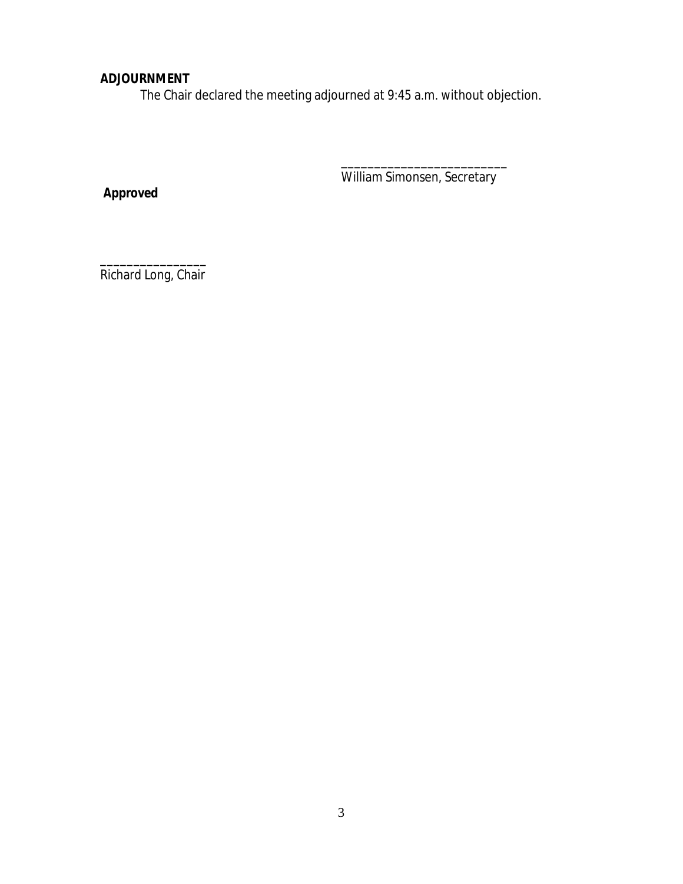**ADJOURNMENT**

The Chair declared the meeting adjourned at 9:45 a.m. without objection.

_________________________
William Simonsen, Secretary

**Approved**

________________
Richard Long, Chair